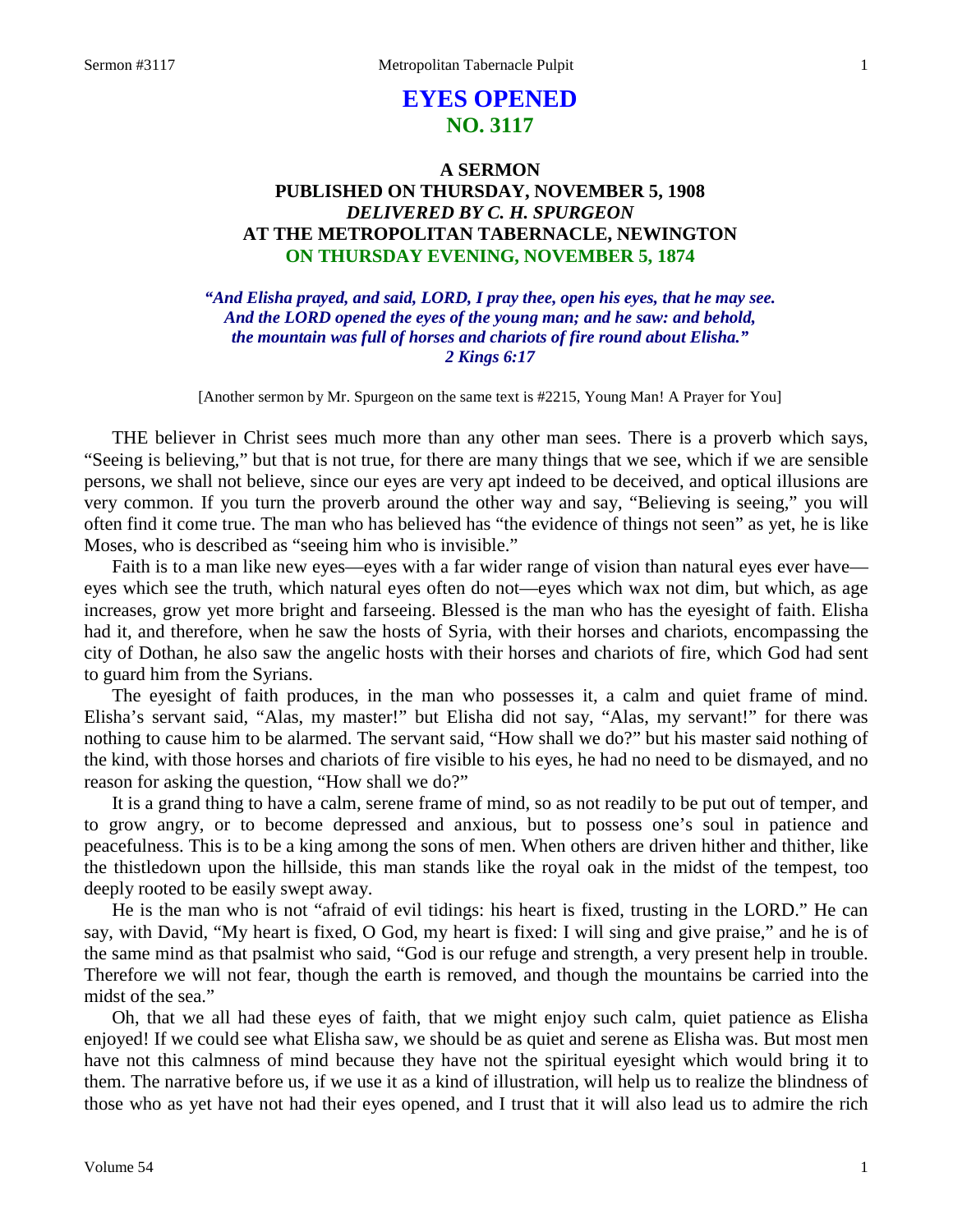# EYES OPENED
## NO. 3117

### A SERMON
### PUBLISHED ON THURSDAY, NOVEMBER 5, 1908
### *DELIVERED BY C. H. SPURGEON*
### AT THE METROPOLITAN TABERNACLE, NEWINGTON
### ON THURSDAY EVENING, NOVEMBER 5, 1874

***"And Elisha prayed, and said, LORD, I pray thee, open his eyes, that he may see. And the LORD opened the eyes of the young man; and he saw: and behold, the mountain was full of horses and chariots of fire round about Elisha." 2 Kings 6:17***

[Another sermon by Mr. Spurgeon on the same text is #2215, Young Man! A Prayer for You]

THE believer in Christ sees much more than any other man sees. There is a proverb which says, "Seeing is believing," but that is not true, for there are many things that we see, which if we are sensible persons, we shall not believe, since our eyes are very apt indeed to be deceived, and optical illusions are very common. If you turn the proverb around the other way and say, "Believing is seeing," you will often find it come true. The man who has believed has "the evidence of things not seen" as yet, he is like Moses, who is described as "seeing him who is invisible."

Faith is to a man like new eyes—eyes with a far wider range of vision than natural eyes ever have—eyes which see the truth, which natural eyes often do not—eyes which wax not dim, but which, as age increases, grow yet more bright and farseeing. Blessed is the man who has the eyesight of faith. Elisha had it, and therefore, when he saw the hosts of Syria, with their horses and chariots, encompassing the city of Dothan, he also saw the angelic hosts with their horses and chariots of fire, which God had sent to guard him from the Syrians.

The eyesight of faith produces, in the man who possesses it, a calm and quiet frame of mind. Elisha's servant said, "Alas, my master!" but Elisha did not say, "Alas, my servant!" for there was nothing to cause him to be alarmed. The servant said, "How shall we do?" but his master said nothing of the kind, with those horses and chariots of fire visible to his eyes, he had no need to be dismayed, and no reason for asking the question, "How shall we do?"

It is a grand thing to have a calm, serene frame of mind, so as not readily to be put out of temper, and to grow angry, or to become depressed and anxious, but to possess one's soul in patience and peacefulness. This is to be a king among the sons of men. When others are driven hither and thither, like the thistledown upon the hillside, this man stands like the royal oak in the midst of the tempest, too deeply rooted to be easily swept away.

He is the man who is not "afraid of evil tidings: his heart is fixed, trusting in the LORD." He can say, with David, "My heart is fixed, O God, my heart is fixed: I will sing and give praise," and he is of the same mind as that psalmist who said, "God is our refuge and strength, a very present help in trouble. Therefore we will not fear, though the earth is removed, and though the mountains be carried into the midst of the sea."

Oh, that we all had these eyes of faith, that we might enjoy such calm, quiet patience as Elisha enjoyed! If we could see what Elisha saw, we should be as quiet and serene as Elisha was. But most men have not this calmness of mind because they have not the spiritual eyesight which would bring it to them. The narrative before us, if we use it as a kind of illustration, will help us to realize the blindness of those who as yet have not had their eyes opened, and I trust that it will also lead us to admire the rich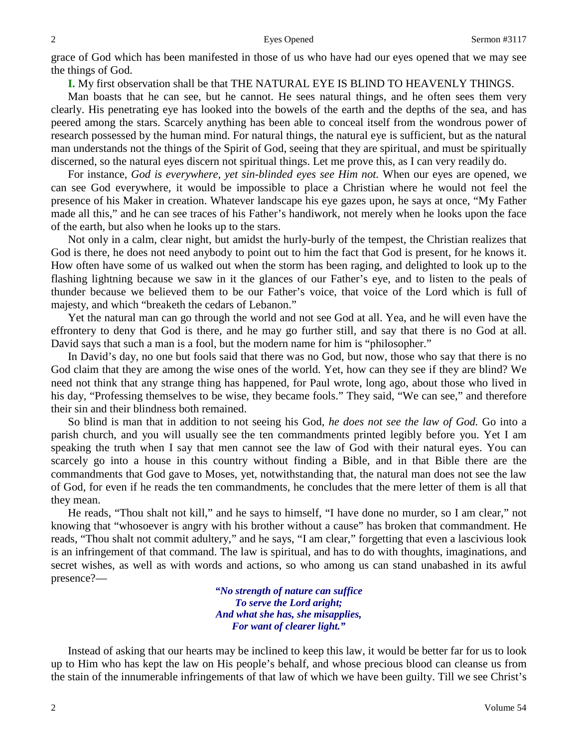grace of God which has been manifested in those of us who have had our eyes opened that we may see the things of God.

**I.** My first observation shall be that THE NATURAL EYE IS BLIND TO HEAVENLY THINGS.

Man boasts that he can see, but he cannot. He sees natural things, and he often sees them very clearly. His penetrating eye has looked into the bowels of the earth and the depths of the sea, and has peered among the stars. Scarcely anything has been able to conceal itself from the wondrous power of research possessed by the human mind. For natural things, the natural eye is sufficient, but as the natural man understands not the things of the Spirit of God, seeing that they are spiritual, and must be spiritually discerned, so the natural eyes discern not spiritual things. Let me prove this, as I can very readily do.

For instance, *God is everywhere, yet sin-blinded eyes see Him not.* When our eyes are opened, we can see God everywhere, it would be impossible to place a Christian where he would not feel the presence of his Maker in creation. Whatever landscape his eye gazes upon, he says at once, "My Father made all this," and he can see traces of his Father's handiwork, not merely when he looks upon the face of the earth, but also when he looks up to the stars.

Not only in a calm, clear night, but amidst the hurly-burly of the tempest, the Christian realizes that God is there, he does not need anybody to point out to him the fact that God is present, for he knows it. How often have some of us walked out when the storm has been raging, and delighted to look up to the flashing lightning because we saw in it the glances of our Father's eye, and to listen to the peals of thunder because we believed them to be our Father's voice, that voice of the Lord which is full of majesty, and which "breaketh the cedars of Lebanon."

Yet the natural man can go through the world and not see God at all. Yea, and he will even have the effrontery to deny that God is there, and he may go further still, and say that there is no God at all. David says that such a man is a fool, but the modern name for him is "philosopher."

In David's day, no one but fools said that there was no God, but now, those who say that there is no God claim that they are among the wise ones of the world. Yet, how can they see if they are blind? We need not think that any strange thing has happened, for Paul wrote, long ago, about those who lived in his day, "Professing themselves to be wise, they became fools." They said, "We can see," and therefore their sin and their blindness both remained.

So blind is man that in addition to not seeing his God, *he does not see the law of God.* Go into a parish church, and you will usually see the ten commandments printed legibly before you. Yet I am speaking the truth when I say that men cannot see the law of God with their natural eyes. You can scarcely go into a house in this country without finding a Bible, and in that Bible there are the commandments that God gave to Moses, yet, notwithstanding that, the natural man does not see the law of God, for even if he reads the ten commandments, he concludes that the mere letter of them is all that they mean.

He reads, "Thou shalt not kill," and he says to himself, "I have done no murder, so I am clear," not knowing that "whosoever is angry with his brother without a cause" has broken that commandment. He reads, "Thou shalt not commit adultery," and he says, "I am clear," forgetting that even a lascivious look is an infringement of that command. The law is spiritual, and has to do with thoughts, imaginations, and secret wishes, as well as with words and actions, so who among us can stand unabashed in its awful presence?—

*"No strength of nature can suffice*
*To serve the Lord aright;*
*And what she has, she misapplies,*
*For want of clearer light."*

Instead of asking that our hearts may be inclined to keep this law, it would be better far for us to look up to Him who has kept the law on His people's behalf, and whose precious blood can cleanse us from the stain of the innumerable infringements of that law of which we have been guilty. Till we see Christ's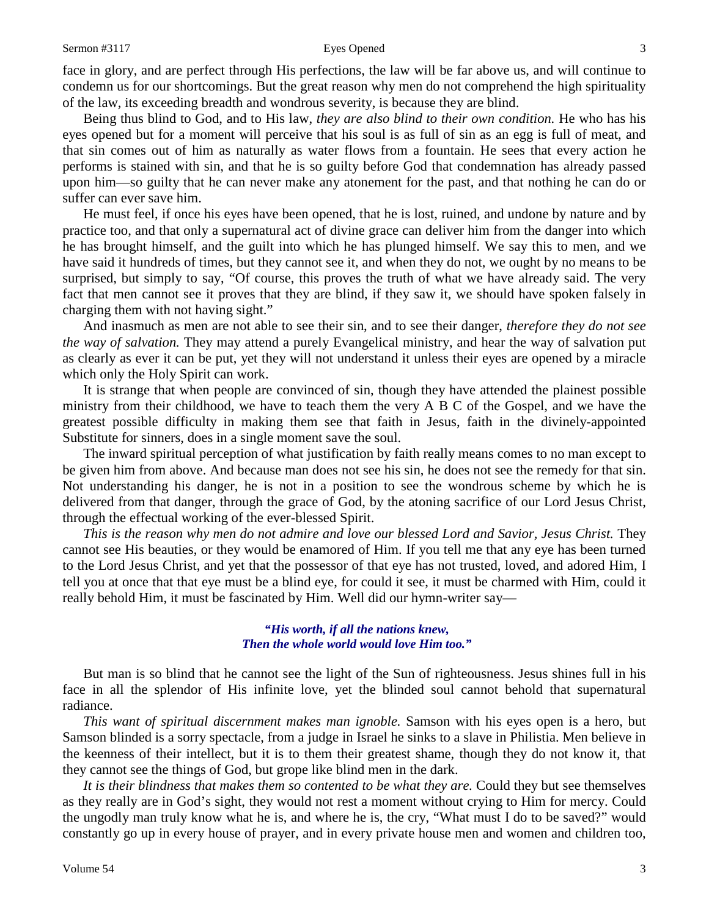face in glory, and are perfect through His perfections, the law will be far above us, and will continue to condemn us for our shortcomings. But the great reason why men do not comprehend the high spirituality of the law, its exceeding breadth and wondrous severity, is because they are blind.

Being thus blind to God, and to His law, *they are also blind to their own condition.* He who has his eyes opened but for a moment will perceive that his soul is as full of sin as an egg is full of meat, and that sin comes out of him as naturally as water flows from a fountain. He sees that every action he performs is stained with sin, and that he is so guilty before God that condemnation has already passed upon him—so guilty that he can never make any atonement for the past, and that nothing he can do or suffer can ever save him.

He must feel, if once his eyes have been opened, that he is lost, ruined, and undone by nature and by practice too, and that only a supernatural act of divine grace can deliver him from the danger into which he has brought himself, and the guilt into which he has plunged himself. We say this to men, and we have said it hundreds of times, but they cannot see it, and when they do not, we ought by no means to be surprised, but simply to say, "Of course, this proves the truth of what we have already said. The very fact that men cannot see it proves that they are blind, if they saw it, we should have spoken falsely in charging them with not having sight."

And inasmuch as men are not able to see their sin, and to see their danger, *therefore they do not see the way of salvation.* They may attend a purely Evangelical ministry, and hear the way of salvation put as clearly as ever it can be put, yet they will not understand it unless their eyes are opened by a miracle which only the Holy Spirit can work.

It is strange that when people are convinced of sin, though they have attended the plainest possible ministry from their childhood, we have to teach them the very A B C of the Gospel, and we have the greatest possible difficulty in making them see that faith in Jesus, faith in the divinely-appointed Substitute for sinners, does in a single moment save the soul.

The inward spiritual perception of what justification by faith really means comes to no man except to be given him from above. And because man does not see his sin, he does not see the remedy for that sin. Not understanding his danger, he is not in a position to see the wondrous scheme by which he is delivered from that danger, through the grace of God, by the atoning sacrifice of our Lord Jesus Christ, through the effectual working of the ever-blessed Spirit.

*This is the reason why men do not admire and love our blessed Lord and Savior, Jesus Christ.* They cannot see His beauties, or they would be enamored of Him. If you tell me that any eye has been turned to the Lord Jesus Christ, and yet that the possessor of that eye has not trusted, loved, and adored Him, I tell you at once that that eye must be a blind eye, for could it see, it must be charmed with Him, could it really behold Him, it must be fascinated by Him. Well did our hymn-writer say—

> ***"His worth, if all the nations knew,***
> ***Then the whole world would love Him too."***

But man is so blind that he cannot see the light of the Sun of righteousness. Jesus shines full in his face in all the splendor of His infinite love, yet the blinded soul cannot behold that supernatural radiance.

*This want of spiritual discernment makes man ignoble.* Samson with his eyes open is a hero, but Samson blinded is a sorry spectacle, from a judge in Israel he sinks to a slave in Philistia. Men believe in the keenness of their intellect, but it is to them their greatest shame, though they do not know it, that they cannot see the things of God, but grope like blind men in the dark.

*It is their blindness that makes them so contented to be what they are.* Could they but see themselves as they really are in God's sight, they would not rest a moment without crying to Him for mercy. Could the ungodly man truly know what he is, and where he is, the cry, "What must I do to be saved?" would constantly go up in every house of prayer, and in every private house men and women and children too,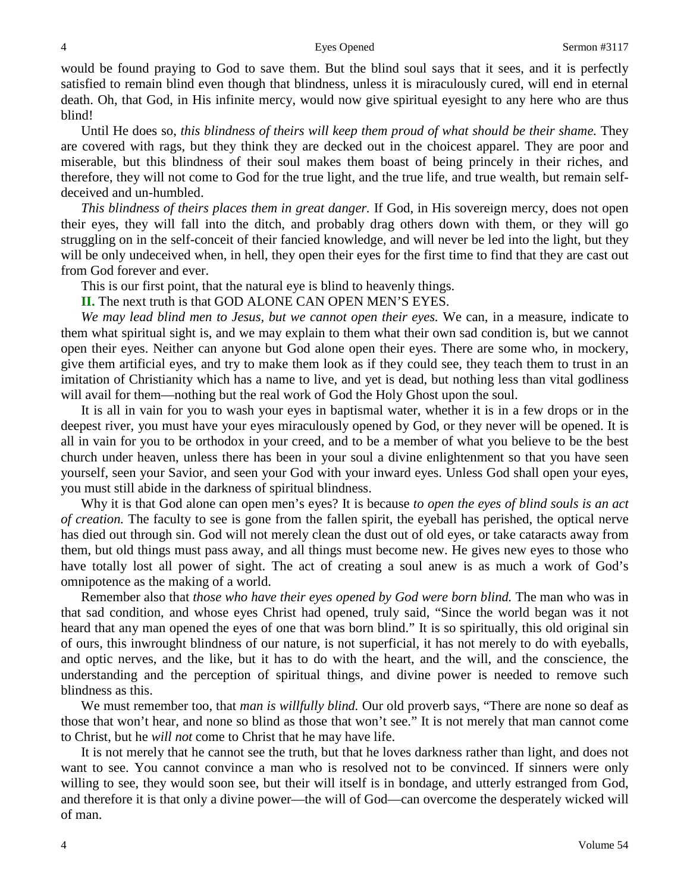would be found praying to God to save them. But the blind soul says that it sees, and it is perfectly satisfied to remain blind even though that blindness, unless it is miraculously cured, will end in eternal death. Oh, that God, in His infinite mercy, would now give spiritual eyesight to any here who are thus blind!

Until He does so, *this blindness of theirs will keep them proud of what should be their shame.* They are covered with rags, but they think they are decked out in the choicest apparel. They are poor and miserable, but this blindness of their soul makes them boast of being princely in their riches, and therefore, they will not come to God for the true light, and the true life, and true wealth, but remain self-deceived and un-humbled.

*This blindness of theirs places them in great danger.* If God, in His sovereign mercy, does not open their eyes, they will fall into the ditch, and probably drag others down with them, or they will go struggling on in the self-conceit of their fancied knowledge, and will never be led into the light, but they will be only undeceived when, in hell, they open their eyes for the first time to find that they are cast out from God forever and ever.

This is our first point, that the natural eye is blind to heavenly things.

**II.** The next truth is that GOD ALONE CAN OPEN MEN'S EYES.

*We may lead blind men to Jesus, but we cannot open their eyes.* We can, in a measure, indicate to them what spiritual sight is, and we may explain to them what their own sad condition is, but we cannot open their eyes. Neither can anyone but God alone open their eyes. There are some who, in mockery, give them artificial eyes, and try to make them look as if they could see, they teach them to trust in an imitation of Christianity which has a name to live, and yet is dead, but nothing less than vital godliness will avail for them—nothing but the real work of God the Holy Ghost upon the soul.

It is all in vain for you to wash your eyes in baptismal water, whether it is in a few drops or in the deepest river, you must have your eyes miraculously opened by God, or they never will be opened. It is all in vain for you to be orthodox in your creed, and to be a member of what you believe to be the best church under heaven, unless there has been in your soul a divine enlightenment so that you have seen yourself, seen your Savior, and seen your God with your inward eyes. Unless God shall open your eyes, you must still abide in the darkness of spiritual blindness.

Why it is that God alone can open men's eyes? It is because *to open the eyes of blind souls is an act of creation.* The faculty to see is gone from the fallen spirit, the eyeball has perished, the optical nerve has died out through sin. God will not merely clean the dust out of old eyes, or take cataracts away from them, but old things must pass away, and all things must become new. He gives new eyes to those who have totally lost all power of sight. The act of creating a soul anew is as much a work of God's omnipotence as the making of a world.

Remember also that *those who have their eyes opened by God were born blind.* The man who was in that sad condition, and whose eyes Christ had opened, truly said, "Since the world began was it not heard that any man opened the eyes of one that was born blind." It is so spiritually, this old original sin of ours, this inwrought blindness of our nature, is not superficial, it has not merely to do with eyeballs, and optic nerves, and the like, but it has to do with the heart, and the will, and the conscience, the understanding and the perception of spiritual things, and divine power is needed to remove such blindness as this.

We must remember too, that *man is willfully blind.* Our old proverb says, "There are none so deaf as those that won't hear, and none so blind as those that won't see." It is not merely that man cannot come to Christ, but he *will not* come to Christ that he may have life.

It is not merely that he cannot see the truth, but that he loves darkness rather than light, and does not want to see. You cannot convince a man who is resolved not to be convinced. If sinners were only willing to see, they would soon see, but their will itself is in bondage, and utterly estranged from God, and therefore it is that only a divine power—the will of God—can overcome the desperately wicked will of man.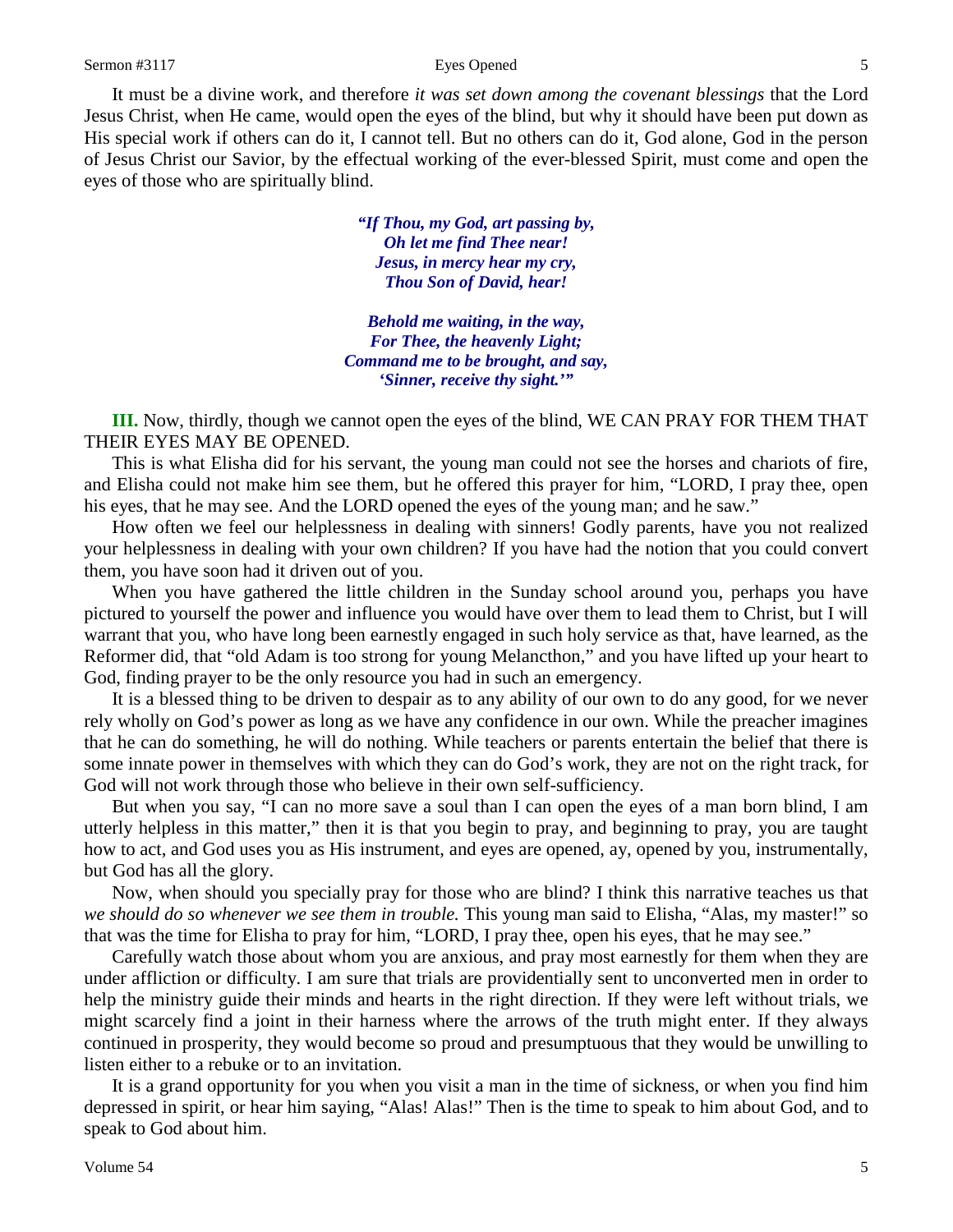It must be a divine work, and therefore *it was set down among the covenant blessings* that the Lord Jesus Christ, when He came, would open the eyes of the blind, but why it should have been put down as His special work if others can do it, I cannot tell. But no others can do it, God alone, God in the person of Jesus Christ our Savior, by the effectual working of the ever-blessed Spirit, must come and open the eyes of those who are spiritually blind.

> ***"If Thou, my God, art passing by,***
> ***Oh let me find Thee near!***
> ***Jesus, in mercy hear my cry,***
> ***Thou Son of David, hear!***
>
> ***Behold me waiting, in the way,***
> ***For Thee, the heavenly Light;***
> ***Command me to be brought, and say,***
> ***'Sinner, receive thy sight.'"***

**III.** Now, thirdly, though we cannot open the eyes of the blind, WE CAN PRAY FOR THEM THAT THEIR EYES MAY BE OPENED.

This is what Elisha did for his servant, the young man could not see the horses and chariots of fire, and Elisha could not make him see them, but he offered this prayer for him, "LORD, I pray thee, open his eyes, that he may see. And the LORD opened the eyes of the young man; and he saw."

How often we feel our helplessness in dealing with sinners! Godly parents, have you not realized your helplessness in dealing with your own children? If you have had the notion that you could convert them, you have soon had it driven out of you.

When you have gathered the little children in the Sunday school around you, perhaps you have pictured to yourself the power and influence you would have over them to lead them to Christ, but I will warrant that you, who have long been earnestly engaged in such holy service as that, have learned, as the Reformer did, that "old Adam is too strong for young Melancthon," and you have lifted up your heart to God, finding prayer to be the only resource you had in such an emergency.

It is a blessed thing to be driven to despair as to any ability of our own to do any good, for we never rely wholly on God's power as long as we have any confidence in our own. While the preacher imagines that he can do something, he will do nothing. While teachers or parents entertain the belief that there is some innate power in themselves with which they can do God's work, they are not on the right track, for God will not work through those who believe in their own self-sufficiency.

But when you say, "I can no more save a soul than I can open the eyes of a man born blind, I am utterly helpless in this matter," then it is that you begin to pray, and beginning to pray, you are taught how to act, and God uses you as His instrument, and eyes are opened, ay, opened by you, instrumentally, but God has all the glory.

Now, when should you specially pray for those who are blind? I think this narrative teaches us that *we should do so whenever we see them in trouble.* This young man said to Elisha, "Alas, my master!" so that was the time for Elisha to pray for him, "LORD, I pray thee, open his eyes, that he may see."

Carefully watch those about whom you are anxious, and pray most earnestly for them when they are under affliction or difficulty. I am sure that trials are providentially sent to unconverted men in order to help the ministry guide their minds and hearts in the right direction. If they were left without trials, we might scarcely find a joint in their harness where the arrows of the truth might enter. If they always continued in prosperity, they would become so proud and presumptuous that they would be unwilling to listen either to a rebuke or to an invitation.

It is a grand opportunity for you when you visit a man in the time of sickness, or when you find him depressed in spirit, or hear him saying, "Alas! Alas!" Then is the time to speak to him about God, and to speak to God about him.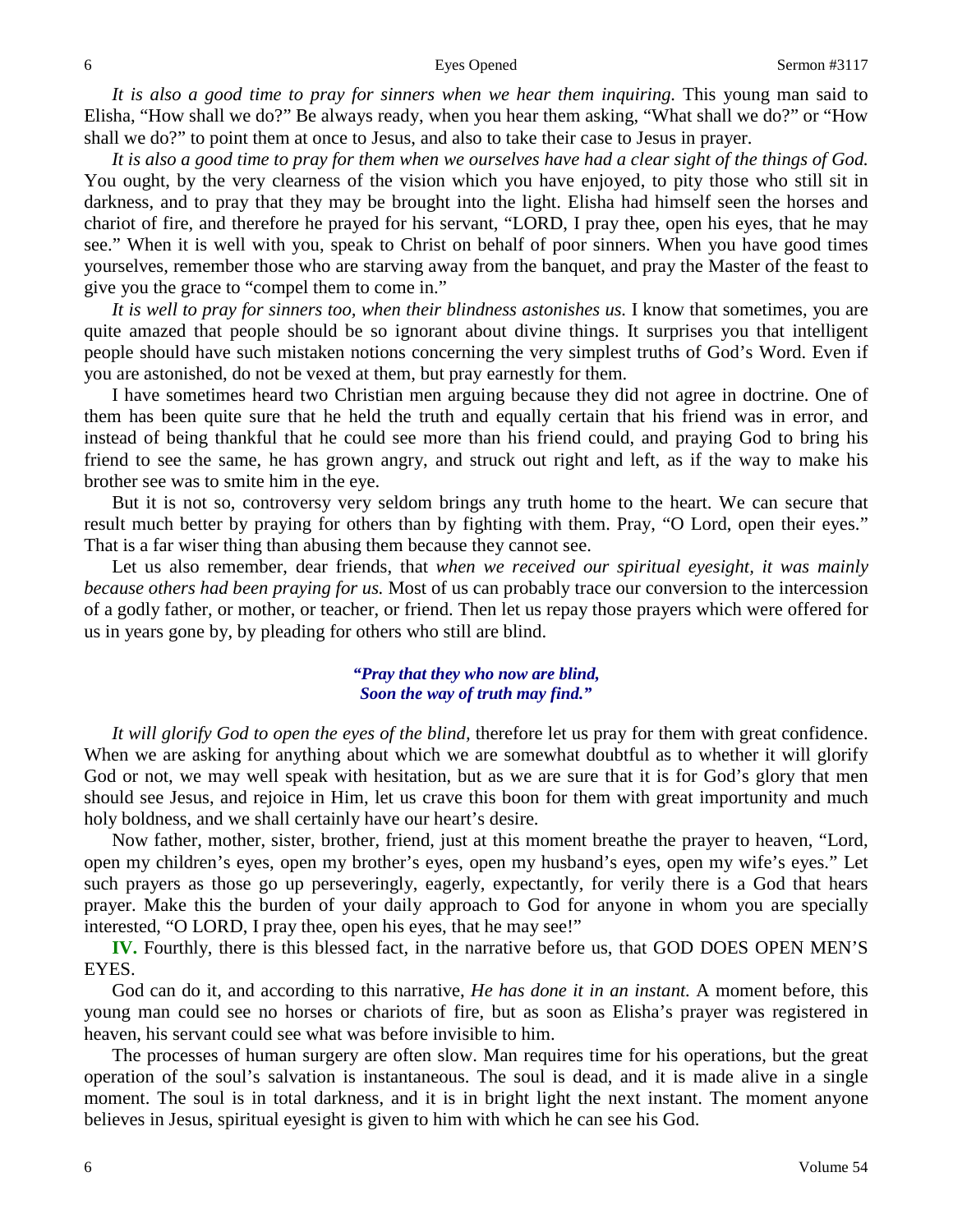*It is also a good time to pray for sinners when we hear them inquiring.* This young man said to Elisha, "How shall we do?" Be always ready, when you hear them asking, "What shall we do?" or "How shall we do?" to point them at once to Jesus, and also to take their case to Jesus in prayer.

*It is also a good time to pray for them when we ourselves have had a clear sight of the things of God.* You ought, by the very clearness of the vision which you have enjoyed, to pity those who still sit in darkness, and to pray that they may be brought into the light. Elisha had himself seen the horses and chariot of fire, and therefore he prayed for his servant, "LORD, I pray thee, open his eyes, that he may see." When it is well with you, speak to Christ on behalf of poor sinners. When you have good times yourselves, remember those who are starving away from the banquet, and pray the Master of the feast to give you the grace to "compel them to come in."

*It is well to pray for sinners too, when their blindness astonishes us.* I know that sometimes, you are quite amazed that people should be so ignorant about divine things. It surprises you that intelligent people should have such mistaken notions concerning the very simplest truths of God's Word. Even if you are astonished, do not be vexed at them, but pray earnestly for them.

I have sometimes heard two Christian men arguing because they did not agree in doctrine. One of them has been quite sure that he held the truth and equally certain that his friend was in error, and instead of being thankful that he could see more than his friend could, and praying God to bring his friend to see the same, he has grown angry, and struck out right and left, as if the way to make his brother see was to smite him in the eye.

But it is not so, controversy very seldom brings any truth home to the heart. We can secure that result much better by praying for others than by fighting with them. Pray, "O Lord, open their eyes." That is a far wiser thing than abusing them because they cannot see.

Let us also remember, dear friends, that *when we received our spiritual eyesight, it was mainly because others had been praying for us.* Most of us can probably trace our conversion to the intercession of a godly father, or mother, or teacher, or friend. Then let us repay those prayers which were offered for us in years gone by, by pleading for others who still are blind.

> ***"Pray that they who now are blind,***
> ***Soon the way of truth may find."***

*It will glorify God to open the eyes of the blind,* therefore let us pray for them with great confidence. When we are asking for anything about which we are somewhat doubtful as to whether it will glorify God or not, we may well speak with hesitation, but as we are sure that it is for God's glory that men should see Jesus, and rejoice in Him, let us crave this boon for them with great importunity and much holy boldness, and we shall certainly have our heart's desire.

Now father, mother, sister, brother, friend, just at this moment breathe the prayer to heaven, "Lord, open my children's eyes, open my brother's eyes, open my husband's eyes, open my wife's eyes." Let such prayers as those go up perseveringly, eagerly, expectantly, for verily there is a God that hears prayer. Make this the burden of your daily approach to God for anyone in whom you are specially interested, "O LORD, I pray thee, open his eyes, that he may see!"

**IV.** Fourthly, there is this blessed fact, in the narrative before us, that GOD DOES OPEN MEN'S EYES.

God can do it, and according to this narrative, *He has done it in an instant.* A moment before, this young man could see no horses or chariots of fire, but as soon as Elisha's prayer was registered in heaven, his servant could see what was before invisible to him.

The processes of human surgery are often slow. Man requires time for his operations, but the great operation of the soul's salvation is instantaneous. The soul is dead, and it is made alive in a single moment. The soul is in total darkness, and it is in bright light the next instant. The moment anyone believes in Jesus, spiritual eyesight is given to him with which he can see his God.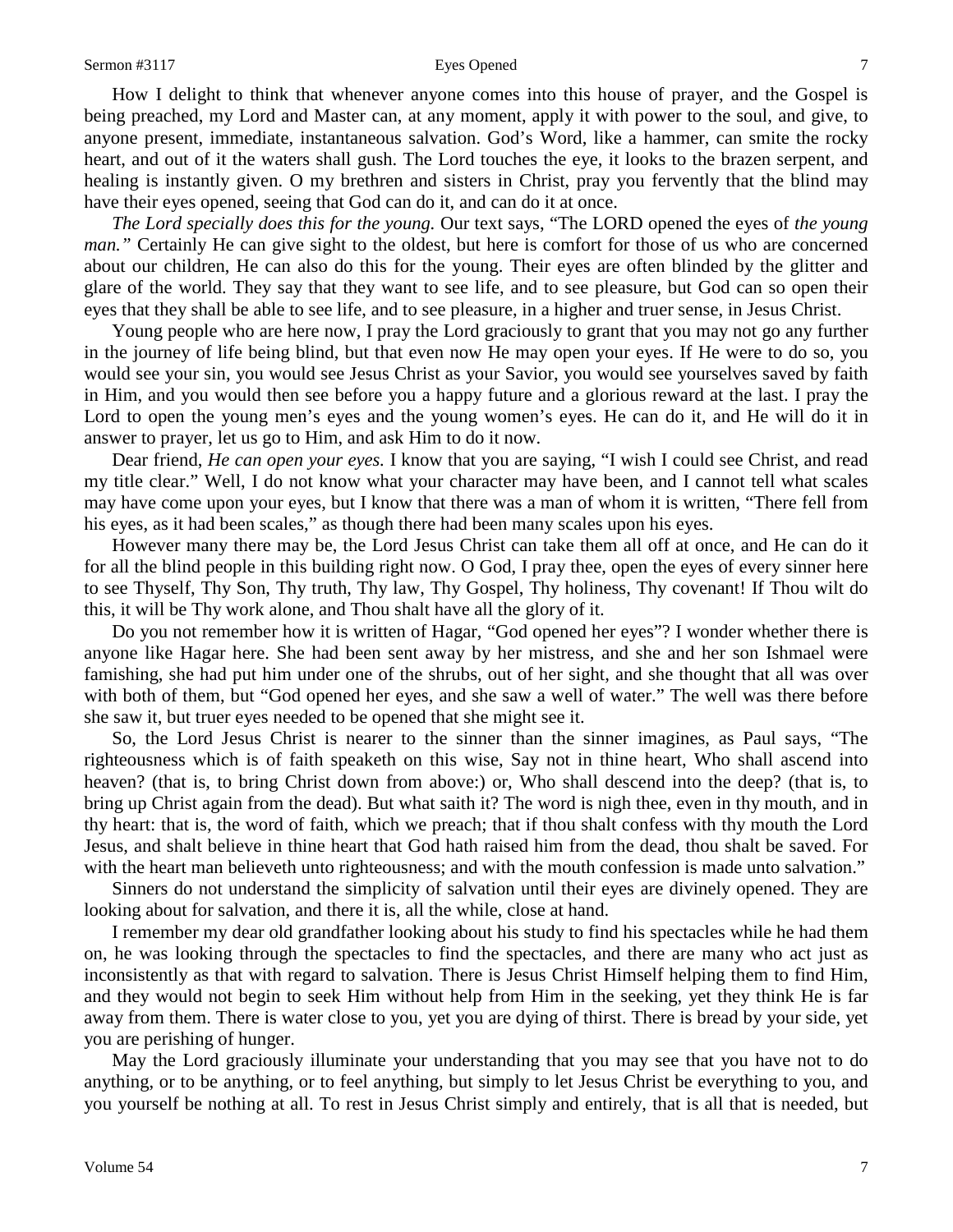How I delight to think that whenever anyone comes into this house of prayer, and the Gospel is being preached, my Lord and Master can, at any moment, apply it with power to the soul, and give, to anyone present, immediate, instantaneous salvation. God's Word, like a hammer, can smite the rocky heart, and out of it the waters shall gush. The Lord touches the eye, it looks to the brazen serpent, and healing is instantly given. O my brethren and sisters in Christ, pray you fervently that the blind may have their eyes opened, seeing that God can do it, and can do it at once.

*The Lord specially does this for the young.* Our text says, "The LORD opened the eyes of *the young man."* Certainly He can give sight to the oldest, but here is comfort for those of us who are concerned about our children, He can also do this for the young. Their eyes are often blinded by the glitter and glare of the world. They say that they want to see life, and to see pleasure, but God can so open their eyes that they shall be able to see life, and to see pleasure, in a higher and truer sense, in Jesus Christ.

Young people who are here now, I pray the Lord graciously to grant that you may not go any further in the journey of life being blind, but that even now He may open your eyes. If He were to do so, you would see your sin, you would see Jesus Christ as your Savior, you would see yourselves saved by faith in Him, and you would then see before you a happy future and a glorious reward at the last. I pray the Lord to open the young men's eyes and the young women's eyes. He can do it, and He will do it in answer to prayer, let us go to Him, and ask Him to do it now.

Dear friend, *He can open your eyes.* I know that you are saying, "I wish I could see Christ, and read my title clear." Well, I do not know what your character may have been, and I cannot tell what scales may have come upon your eyes, but I know that there was a man of whom it is written, "There fell from his eyes, as it had been scales," as though there had been many scales upon his eyes.

However many there may be, the Lord Jesus Christ can take them all off at once, and He can do it for all the blind people in this building right now. O God, I pray thee, open the eyes of every sinner here to see Thyself, Thy Son, Thy truth, Thy law, Thy Gospel, Thy holiness, Thy covenant! If Thou wilt do this, it will be Thy work alone, and Thou shalt have all the glory of it.

Do you not remember how it is written of Hagar, "God opened her eyes"? I wonder whether there is anyone like Hagar here. She had been sent away by her mistress, and she and her son Ishmael were famishing, she had put him under one of the shrubs, out of her sight, and she thought that all was over with both of them, but "God opened her eyes, and she saw a well of water." The well was there before she saw it, but truer eyes needed to be opened that she might see it.

So, the Lord Jesus Christ is nearer to the sinner than the sinner imagines, as Paul says, "The righteousness which is of faith speaketh on this wise, Say not in thine heart, Who shall ascend into heaven? (that is, to bring Christ down from above:) or, Who shall descend into the deep? (that is, to bring up Christ again from the dead). But what saith it? The word is nigh thee, even in thy mouth, and in thy heart: that is, the word of faith, which we preach; that if thou shalt confess with thy mouth the Lord Jesus, and shalt believe in thine heart that God hath raised him from the dead, thou shalt be saved. For with the heart man believeth unto righteousness; and with the mouth confession is made unto salvation."

Sinners do not understand the simplicity of salvation until their eyes are divinely opened. They are looking about for salvation, and there it is, all the while, close at hand.

I remember my dear old grandfather looking about his study to find his spectacles while he had them on, he was looking through the spectacles to find the spectacles, and there are many who act just as inconsistently as that with regard to salvation. There is Jesus Christ Himself helping them to find Him, and they would not begin to seek Him without help from Him in the seeking, yet they think He is far away from them. There is water close to you, yet you are dying of thirst. There is bread by your side, yet you are perishing of hunger.

May the Lord graciously illuminate your understanding that you may see that you have not to do anything, or to be anything, or to feel anything, but simply to let Jesus Christ be everything to you, and you yourself be nothing at all. To rest in Jesus Christ simply and entirely, that is all that is needed, but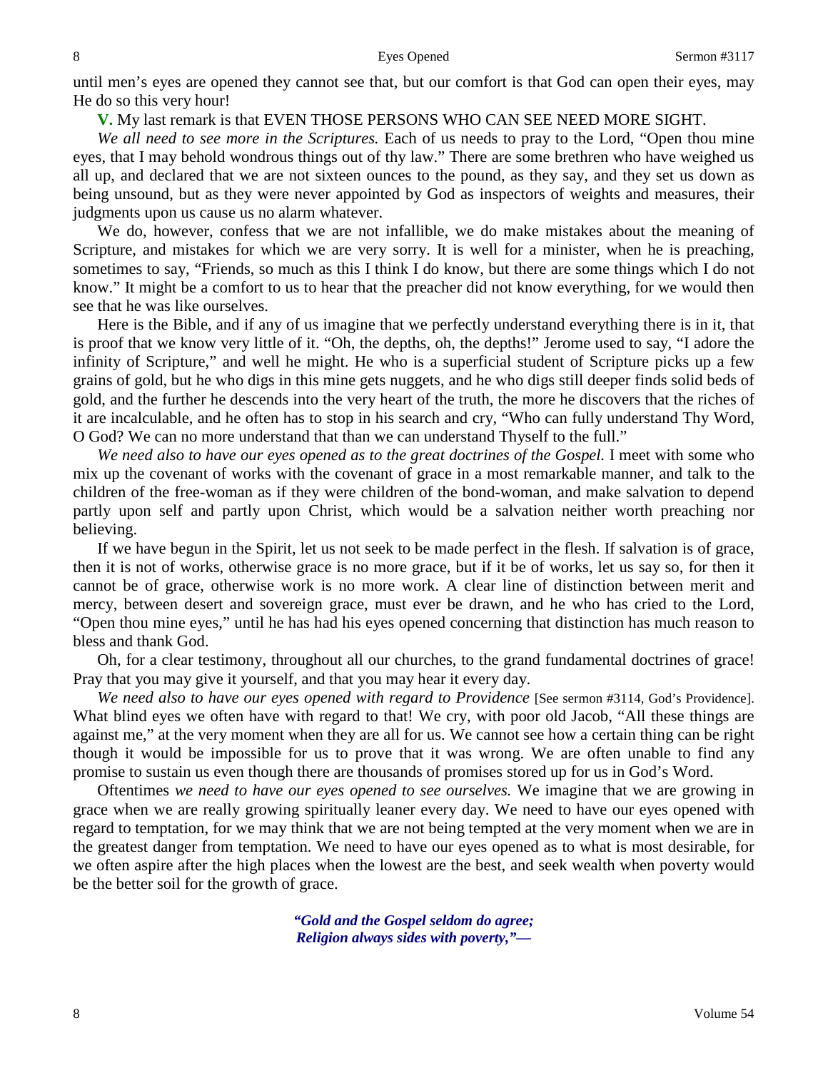until men's eyes are opened they cannot see that, but our comfort is that God can open their eyes, may He do so this very hour!

**V.** My last remark is that EVEN THOSE PERSONS WHO CAN SEE NEED MORE SIGHT.

*We all need to see more in the Scriptures.* Each of us needs to pray to the Lord, "Open thou mine eyes, that I may behold wondrous things out of thy law." There are some brethren who have weighed us all up, and declared that we are not sixteen ounces to the pound, as they say, and they set us down as being unsound, but as they were never appointed by God as inspectors of weights and measures, their judgments upon us cause us no alarm whatever.

We do, however, confess that we are not infallible, we do make mistakes about the meaning of Scripture, and mistakes for which we are very sorry. It is well for a minister, when he is preaching, sometimes to say, "Friends, so much as this I think I do know, but there are some things which I do not know." It might be a comfort to us to hear that the preacher did not know everything, for we would then see that he was like ourselves.

Here is the Bible, and if any of us imagine that we perfectly understand everything there is in it, that is proof that we know very little of it. "Oh, the depths, oh, the depths!" Jerome used to say, "I adore the infinity of Scripture," and well he might. He who is a superficial student of Scripture picks up a few grains of gold, but he who digs in this mine gets nuggets, and he who digs still deeper finds solid beds of gold, and the further he descends into the very heart of the truth, the more he discovers that the riches of it are incalculable, and he often has to stop in his search and cry, "Who can fully understand Thy Word, O God? We can no more understand that than we can understand Thyself to the full."

*We need also to have our eyes opened as to the great doctrines of the Gospel.* I meet with some who mix up the covenant of works with the covenant of grace in a most remarkable manner, and talk to the children of the free-woman as if they were children of the bond-woman, and make salvation to depend partly upon self and partly upon Christ, which would be a salvation neither worth preaching nor believing.

If we have begun in the Spirit, let us not seek to be made perfect in the flesh. If salvation is of grace, then it is not of works, otherwise grace is no more grace, but if it be of works, let us say so, for then it cannot be of grace, otherwise work is no more work. A clear line of distinction between merit and mercy, between desert and sovereign grace, must ever be drawn, and he who has cried to the Lord, "Open thou mine eyes," until he has had his eyes opened concerning that distinction has much reason to bless and thank God.

Oh, for a clear testimony, throughout all our churches, to the grand fundamental doctrines of grace! Pray that you may give it yourself, and that you may hear it every day.

*We need also to have our eyes opened with regard to Providence* [See sermon #3114, God's Providence]. What blind eyes we often have with regard to that! We cry, with poor old Jacob, "All these things are against me," at the very moment when they are all for us. We cannot see how a certain thing can be right though it would be impossible for us to prove that it was wrong. We are often unable to find any promise to sustain us even though there are thousands of promises stored up for us in God's Word.

Oftentimes *we need to have our eyes opened to see ourselves.* We imagine that we are growing in grace when we are really growing spiritually leaner every day. We need to have our eyes opened with regard to temptation, for we may think that we are not being tempted at the very moment when we are in the greatest danger from temptation. We need to have our eyes opened as to what is most desirable, for we often aspire after the high places when the lowest are the best, and seek wealth when poverty would be the better soil for the growth of grace.

> ***"Gold and the Gospel seldom do agree;***
> ***Religion always sides with poverty,"—***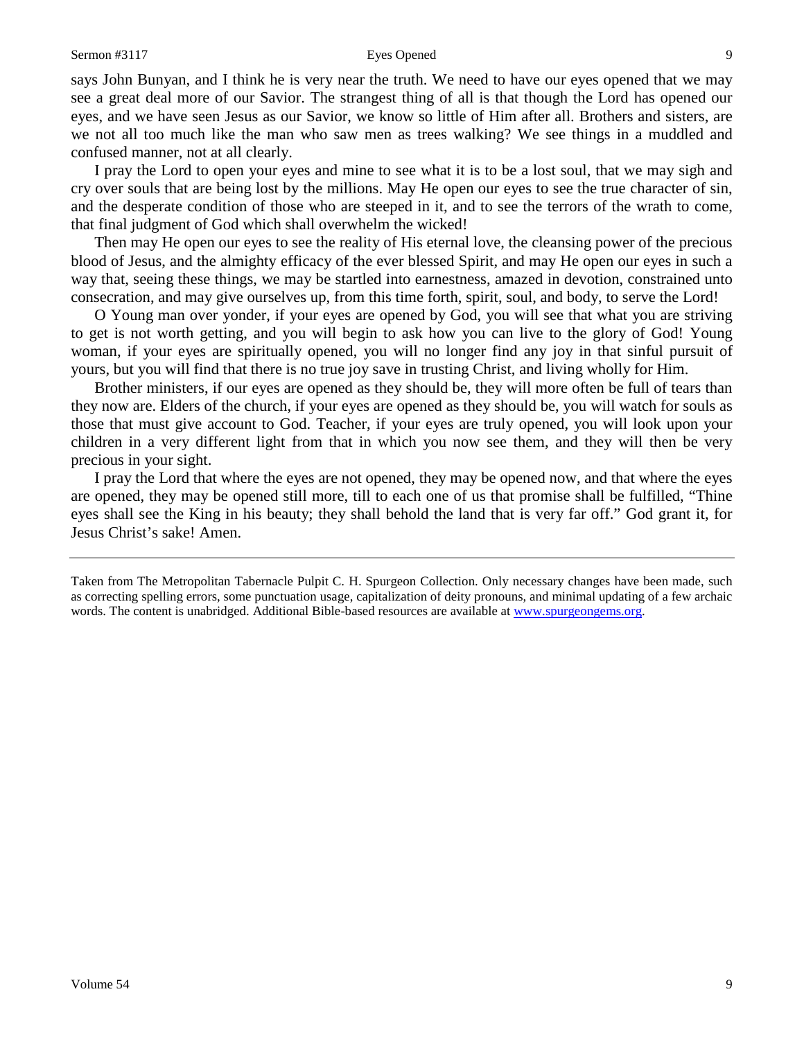says John Bunyan, and I think he is very near the truth. We need to have our eyes opened that we may see a great deal more of our Savior. The strangest thing of all is that though the Lord has opened our eyes, and we have seen Jesus as our Savior, we know so little of Him after all. Brothers and sisters, are we not all too much like the man who saw men as trees walking? We see things in a muddled and confused manner, not at all clearly.

I pray the Lord to open your eyes and mine to see what it is to be a lost soul, that we may sigh and cry over souls that are being lost by the millions. May He open our eyes to see the true character of sin, and the desperate condition of those who are steeped in it, and to see the terrors of the wrath to come, that final judgment of God which shall overwhelm the wicked!

Then may He open our eyes to see the reality of His eternal love, the cleansing power of the precious blood of Jesus, and the almighty efficacy of the ever blessed Spirit, and may He open our eyes in such a way that, seeing these things, we may be startled into earnestness, amazed in devotion, constrained unto consecration, and may give ourselves up, from this time forth, spirit, soul, and body, to serve the Lord!

O Young man over yonder, if your eyes are opened by God, you will see that what you are striving to get is not worth getting, and you will begin to ask how you can live to the glory of God! Young woman, if your eyes are spiritually opened, you will no longer find any joy in that sinful pursuit of yours, but you will find that there is no true joy save in trusting Christ, and living wholly for Him.

Brother ministers, if our eyes are opened as they should be, they will more often be full of tears than they now are. Elders of the church, if your eyes are opened as they should be, you will watch for souls as those that must give account to God. Teacher, if your eyes are truly opened, you will look upon your children in a very different light from that in which you now see them, and they will then be very precious in your sight.

I pray the Lord that where the eyes are not opened, they may be opened now, and that where the eyes are opened, they may be opened still more, till to each one of us that promise shall be fulfilled, "Thine eyes shall see the King in his beauty; they shall behold the land that is very far off." God grant it, for Jesus Christ's sake! Amen.

---

Taken from The Metropolitan Tabernacle Pulpit C. H. Spurgeon Collection. Only necessary changes have been made, such as correcting spelling errors, some punctuation usage, capitalization of deity pronouns, and minimal updating of a few archaic words. The content is unabridged. Additional Bible-based resources are available at www.spurgeongems.org.